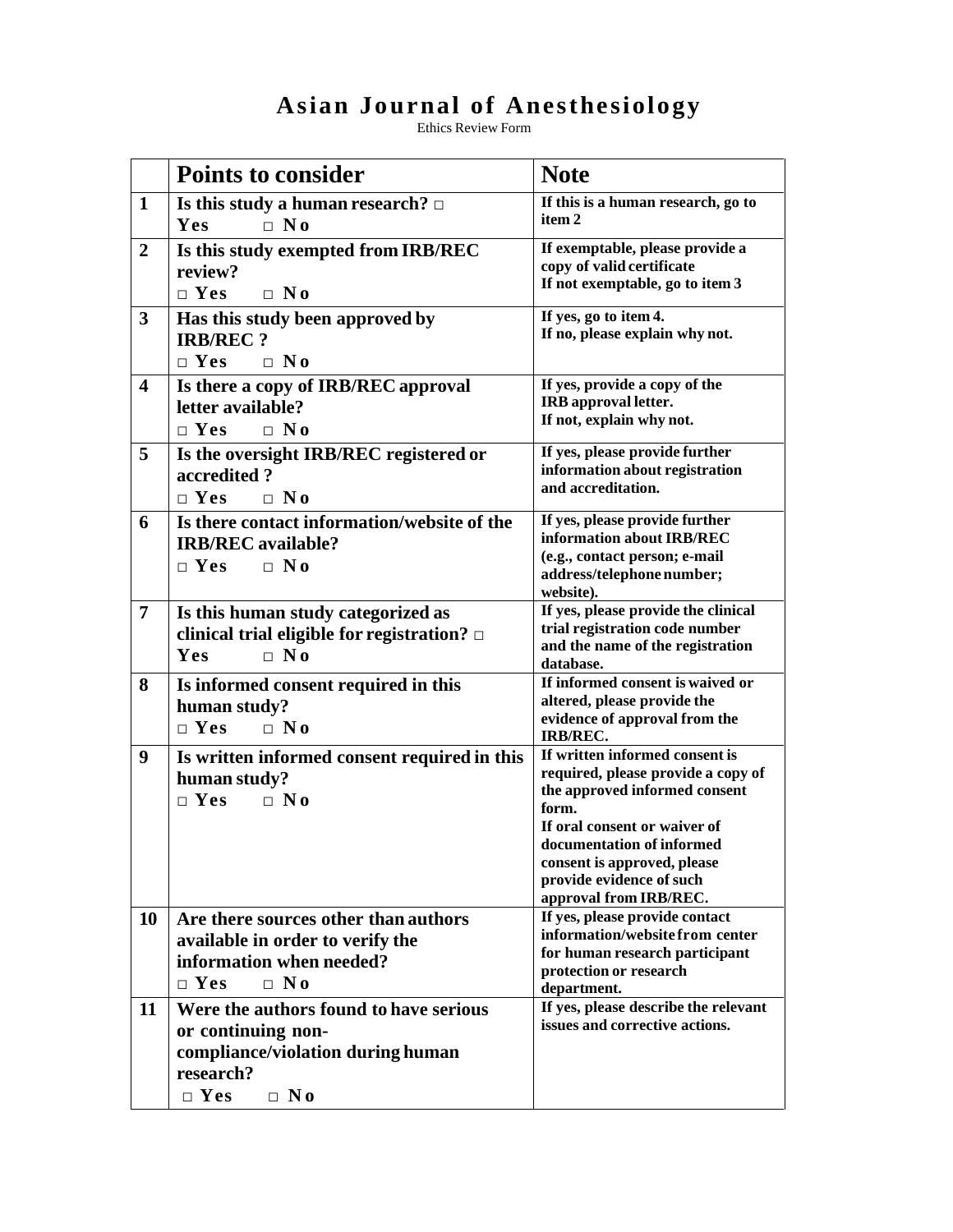# Asian Journal of Anesthesiology

Ethics Review Form

| | Points to consider | Note |
|---|---|---|
| 1 | **Is this study a human research?** □ Yes □ No | If this is a human research, go to item 2 |
| 2 | **Is this study exempted from IRB/REC review?** □ Yes □ No | If exemptable, please provide a copy of valid certificate<br>If not exemptable, go to item 3 |
| 3 | **Has this study been approved by IRB/REC ?** □ Yes □ No | If yes, go to item 4.<br>If no, please explain why not. |
| 4 | **Is there a copy of IRB/REC approval letter available?** □ Yes □ No | If yes, provide a copy of the IRB approval letter.<br>If not, explain why not. |
| 5 | **Is the oversight IRB/REC registered or accredited ?** □ Yes □ No | If yes, please provide further information about registration and accreditation. |
| 6 | **Is there contact information/website of the IRB/REC available?** □ Yes □ No | If yes, please provide further information about IRB/REC (e.g., contact person; e-mail address/telephone number; website). |
| 7 | **Is this human study categorized as clinical trial eligible for registration?** □ Yes □ No | If yes, please provide the clinical trial registration code number and the name of the registration database. |
| 8 | **Is informed consent required in this human study?** □ Yes □ No | If informed consent is waived or altered, please provide the evidence of approval from the IRB/REC. |
| 9 | **Is written informed consent required in this human study?** □ Yes □ No | If written informed consent is required, please provide a copy of the approved informed consent form.<br>If oral consent or waiver of documentation of informed consent is approved, please provide evidence of such approval from IRB/REC. |
| 10 | **Are there sources other than authors available in order to verify the information when needed?** □ Yes □ No | If yes, please provide contact information/website from center for human research participant protection or research department. |
| 11 | **Were the authors found to have serious or continuing non-compliance/violation during human research?** □ Yes □ No | If yes, please describe the relevant issues and corrective actions. |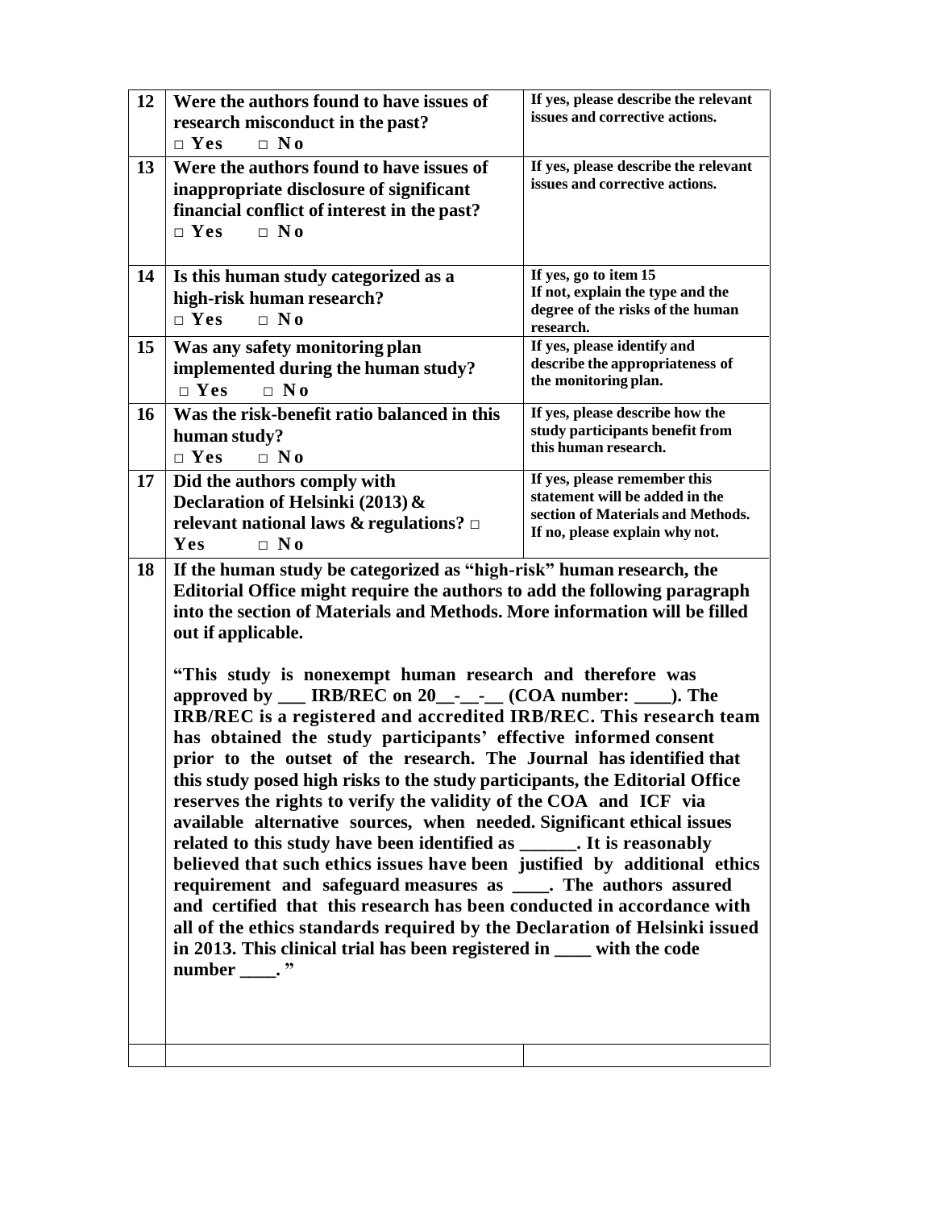| | | |
|---|---|---|
| 12 | **Were the authors found to have issues of research misconduct in the past?** □ Yes □ No | If yes, please describe the relevant issues and corrective actions. |
| 13 | **Were the authors found to have issues of inappropriate disclosure of significant financial conflict of interest in the past?** □ Yes □ No | If yes, please describe the relevant issues and corrective actions. |
| 14 | **Is this human study categorized as a high-risk human research?** □ Yes □ No | If yes, go to item 15 If not, explain the type and the degree of the risks of the human research. |
| 15 | **Was any safety monitoring plan implemented during the human study?** □ Yes □ No | If yes, please identify and describe the appropriateness of the monitoring plan. |
| 16 | **Was the risk-benefit ratio balanced in this human study?** □ Yes □ No | If yes, please describe how the study participants benefit from this human research. |
| 17 | **Did the authors comply with Declaration of Helsinki (2013) & relevant national laws & regulations?** □ Yes □ No | If yes, please remember this statement will be added in the section of Materials and Methods. If no, please explain why not. |
| 18 | **If the human study be categorized as "high-risk" human research, the Editorial Office might require the authors to add the following paragraph into the section of Materials and Methods. More information will be filled out if applicable.** **"This study is nonexempt human research and therefore was approved by ___ IRB/REC on 20__-__-__ (COA number: ____). The IRB/REC is a registered and accredited IRB/REC. This research team has obtained the study participants' effective informed consent prior to the outset of the research. The Journal has identified that this study posed high risks to the study participants, the Editorial Office reserves the rights to verify the validity of the COA and ICF via available alternative sources, when needed. Significant ethical issues related to this study have been identified as ______. It is reasonably believed that such ethics issues have been justified by additional ethics requirement and safeguard measures as ____. The authors assured and certified that this research has been conducted in accordance with all of the ethics standards required by the Declaration of Helsinki issued in 2013. This clinical trial has been registered in ____ with the code number ____. "** | |
| | | |